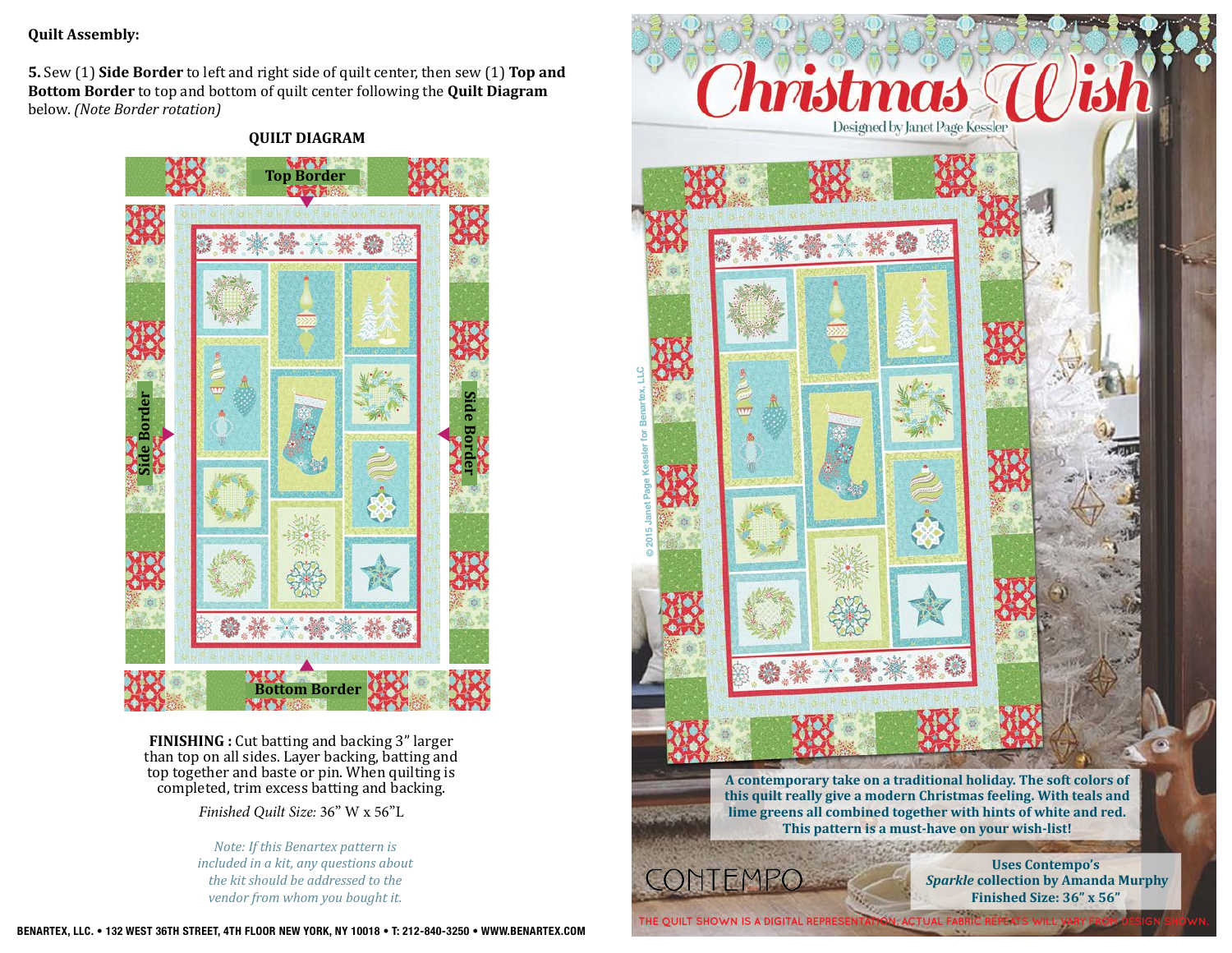**Quilt Assembly:**

**5.** Sew (1) **Side Border** to left and right side of quilt center, then sew (1) **Top and Bottom Border** to top and bottom of quilt center following the **Quilt Diagram** below. *(Note Border rotation)*

**QUILT DIAGRAM**

Top Border

Side Border

Side Border

Bottom Border

**FINISHING :** Cut batting and backing 3" larger than top on all sides. Layer backing, batting and top together and baste or pin. When quilting is completed, trim excess batting and backing.

*Finished Quilt Size:* 36" W x 56"L

*Note: If this Benartex pattern is included in a kit, any questions about the kit should be addressed to the vendor from whom you bought it.*

BENARTEX, LLC. • 132 WEST 36TH STREET, 4TH FLOOR NEW YORK, NY 10018 • T: 212-840-3250 • WWW.BENARTEX.COM

# Christmas Wish

Designed by Janet Page Kessler

© 2015 Janet Page Kessler for Benartex, LLC

**A contemporary take on a traditional holiday. The soft colors of this quilt really give a modern Christmas feeling. With teals and lime greens all combined together with hints of white and red. This pattern is a must-have on your wish-list!**

CONTEMPO

**Uses Contempo's *Sparkle* collection by Amanda Murphy**
**Finished Size: 36" x 56"**

THE QUILT SHOWN IS A DIGITAL REPRESENTATION. ACTUAL FABRIC REPEATS WILL VARY FROM DESIGN SHOWN.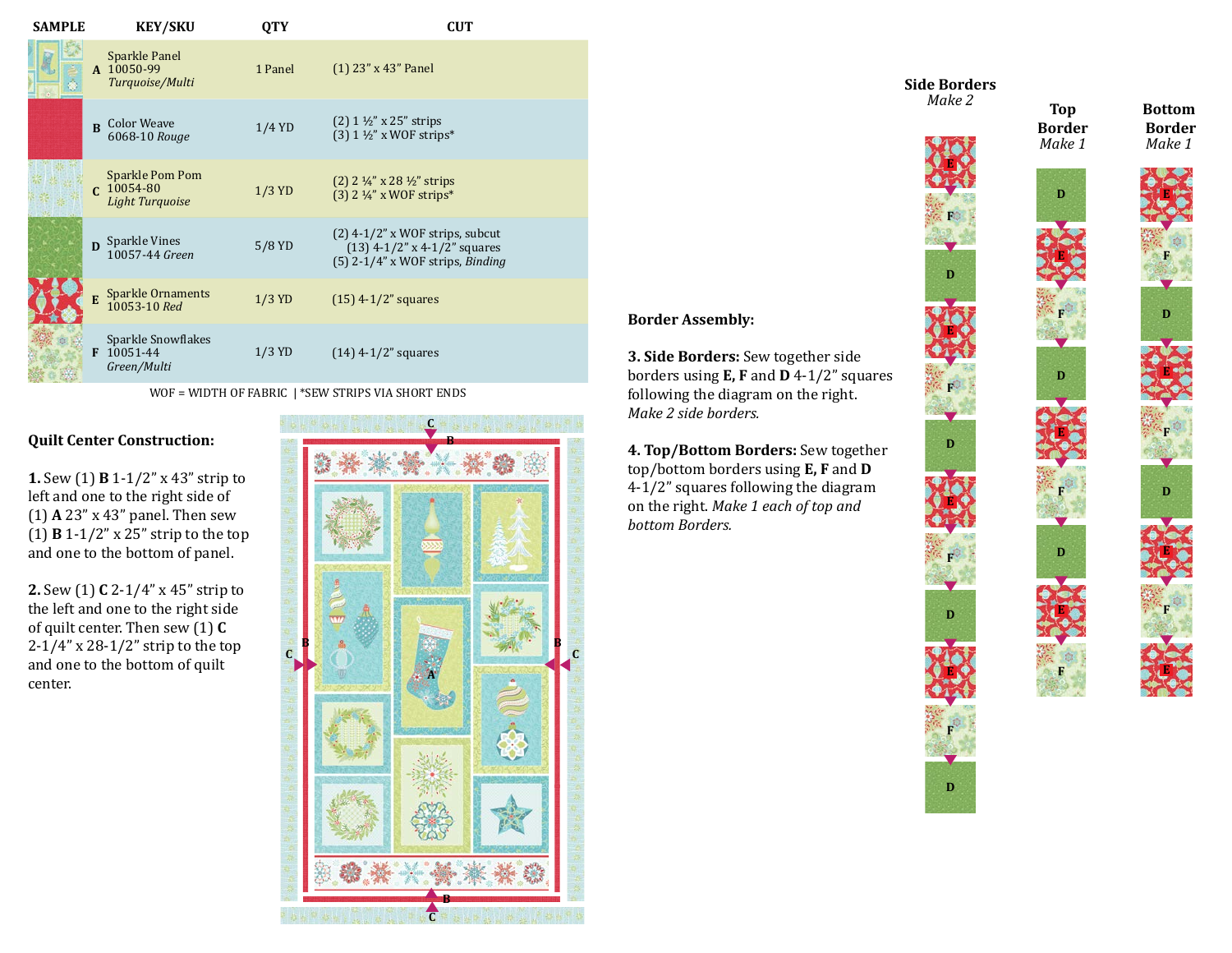| SAMPLE | KEY/SKU | QTY | CUT |
|---|---|---|---|
| A | Sparkle Panel 10050-99 *Turquoise/Multi* | 1 Panel | (1) 23" x 43" Panel |
| B | Color Weave 6068-10 *Rouge* | 1/4 YD | (2) 1 ½" x 25" strips<br>(3) 1 ½" x WOF strips* |
| C | Sparkle Pom Pom 10054-80 *Light Turquoise* | 1/3 YD | (2) 2 ¼" x 28 ½" strips<br>(3) 2 ¼" x WOF strips* |
| D | Sparkle Vines 10057-44 *Green* | 5/8 YD | (2) 4-1/2" x WOF strips, subcut (13) 4-1/2" x 4-1/2" squares<br>(5) 2-1/4" x WOF strips, *Binding* |
| E | Sparkle Ornaments 10053-10 *Red* | 1/3 YD | (15) 4-1/2" squares |
| F | Sparkle Snowflakes 10051-44 *Green/Multi* | 1/3 YD | (14) 4-1/2" squares |

WOF = WIDTH OF FABRIC | *SEW STRIPS VIA SHORT ENDS

**Quilt Center Construction:**

**1.** Sew (1) **B** 1-1/2" x 43" strip to left and one to the right side of (1) **A** 23" x 43" panel. Then sew (1) **B** 1-1/2" x 25" strip to the top and one to the bottom of panel.

**2.** Sew (1) **C** 2-1/4" x 45" strip to the left and one to the right side of quilt center. Then sew (1) **C** 2-1/4" x 28-1/2" strip to the top and one to the bottom of quilt center.

C
B
A
B
C
B
C
B
C

**Border Assembly:**

**3. Side Borders:** Sew together side borders using **E, F** and **D** 4-1/2" squares following the diagram on the right. *Make 2 side borders.*

**4. Top/Bottom Borders:** Sew together top/bottom borders using **E, F** and **D** 4-1/2" squares following the diagram on the right. *Make 1 each of top and bottom Borders.*

**Side Borders**
*Make 2*

E
F
D
E
F
D
E
F
D
E
F
D

**Top Border**
*Make 1*

D
E
F
D
E
F
D
E
F

**Bottom Border**
*Make 1*

E
F
D
E
F
D
E
F
E